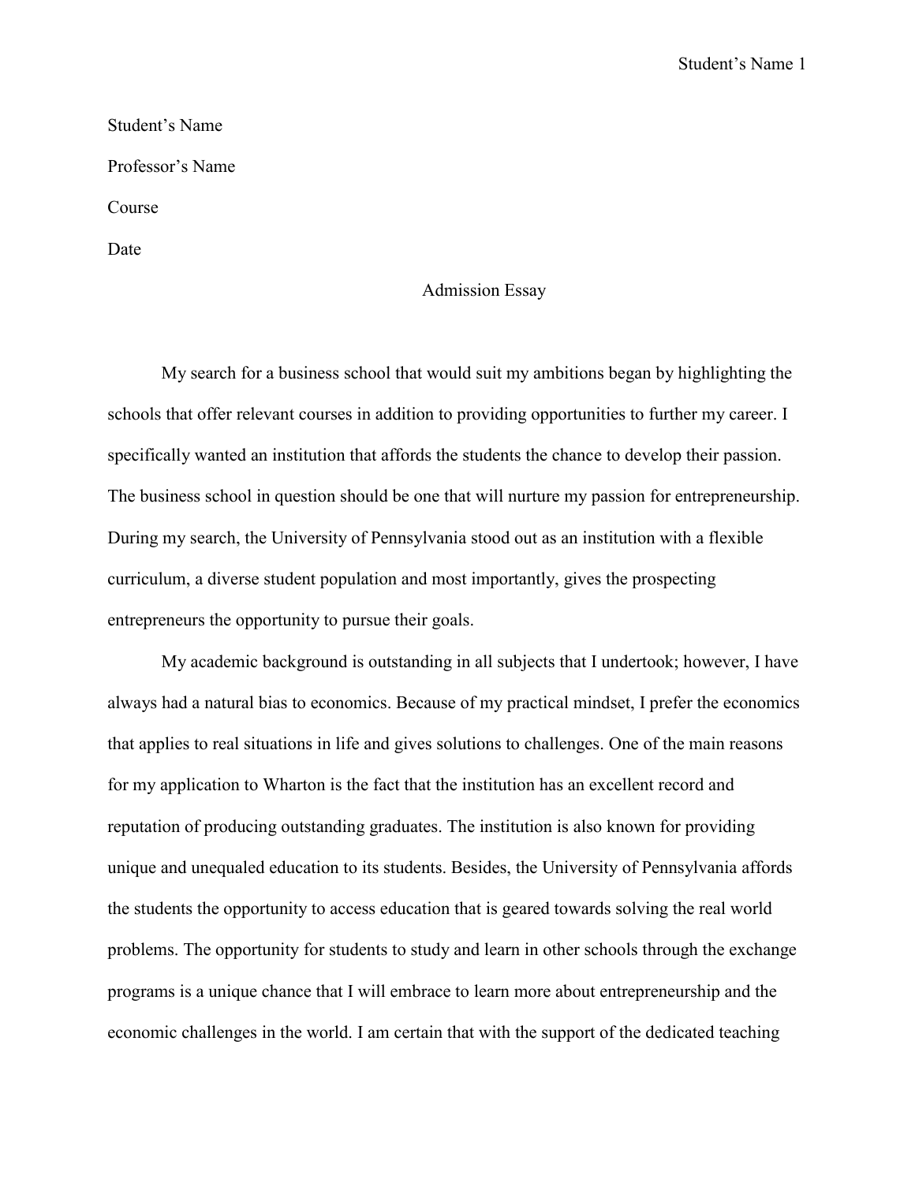Student's Name

Professor's Name

Course

Date

# Admission Essay

My search for a business school that would suit my ambitions began by highlighting the schools that offer relevant courses in addition to providing opportunities to further my career. I specifically wanted an institution that affords the students the chance to develop their passion. The business school in question should be one that will nurture my passion for entrepreneurship. During my search, the University of Pennsylvania stood out as an institution with a flexible curriculum, a diverse student population and most importantly, gives the prospecting entrepreneurs the opportunity to pursue their goals.

My academic background is outstanding in all subjects that I undertook; however, I have always had a natural bias to economics. Because of my practical mindset, I prefer the economics that applies to real situations in life and gives solutions to challenges. One of the main reasons for my application to Wharton is the fact that the institution has an excellent record and reputation of producing outstanding graduates. The institution is also known for providing unique and unequaled education to its students. Besides, the University of Pennsylvania affords the students the opportunity to access education that is geared towards solving the real world problems. The opportunity for students to study and learn in other schools through the exchange programs is a unique chance that I will embrace to learn more about entrepreneurship and the economic challenges in the world. I am certain that with the support of the dedicated teaching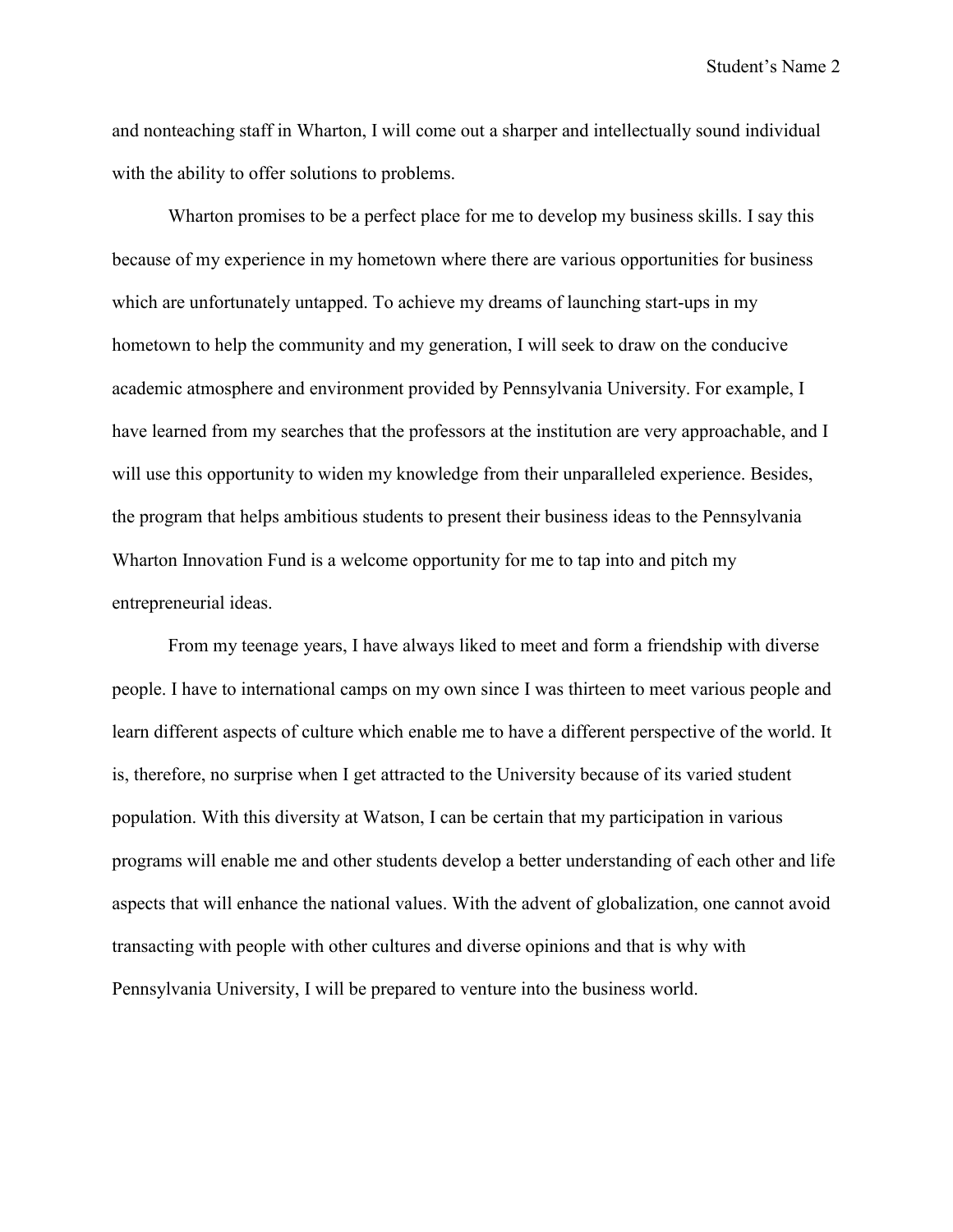and nonteaching staff in Wharton, I will come out a sharper and intellectually sound individual with the ability to offer solutions to problems.

Wharton promises to be a perfect place for me to develop my business skills. I say this because of my experience in my hometown where there are various opportunities for business which are unfortunately untapped. To achieve my dreams of launching start-ups in my hometown to help the community and my generation, I will seek to draw on the conducive academic atmosphere and environment provided by Pennsylvania University. For example, I have learned from my searches that the professors at the institution are very approachable, and I will use this opportunity to widen my knowledge from their unparalleled experience. Besides, the program that helps ambitious students to present their business ideas to the Pennsylvania Wharton Innovation Fund is a welcome opportunity for me to tap into and pitch my entrepreneurial ideas.

From my teenage years, I have always liked to meet and form a friendship with diverse people. I have to international camps on my own since I was thirteen to meet various people and learn different aspects of culture which enable me to have a different perspective of the world. It is, therefore, no surprise when I get attracted to the University because of its varied student population. With this diversity at Watson, I can be certain that my participation in various programs will enable me and other students develop a better understanding of each other and life aspects that will enhance the national values. With the advent of globalization, one cannot avoid transacting with people with other cultures and diverse opinions and that is why with Pennsylvania University, I will be prepared to venture into the business world.